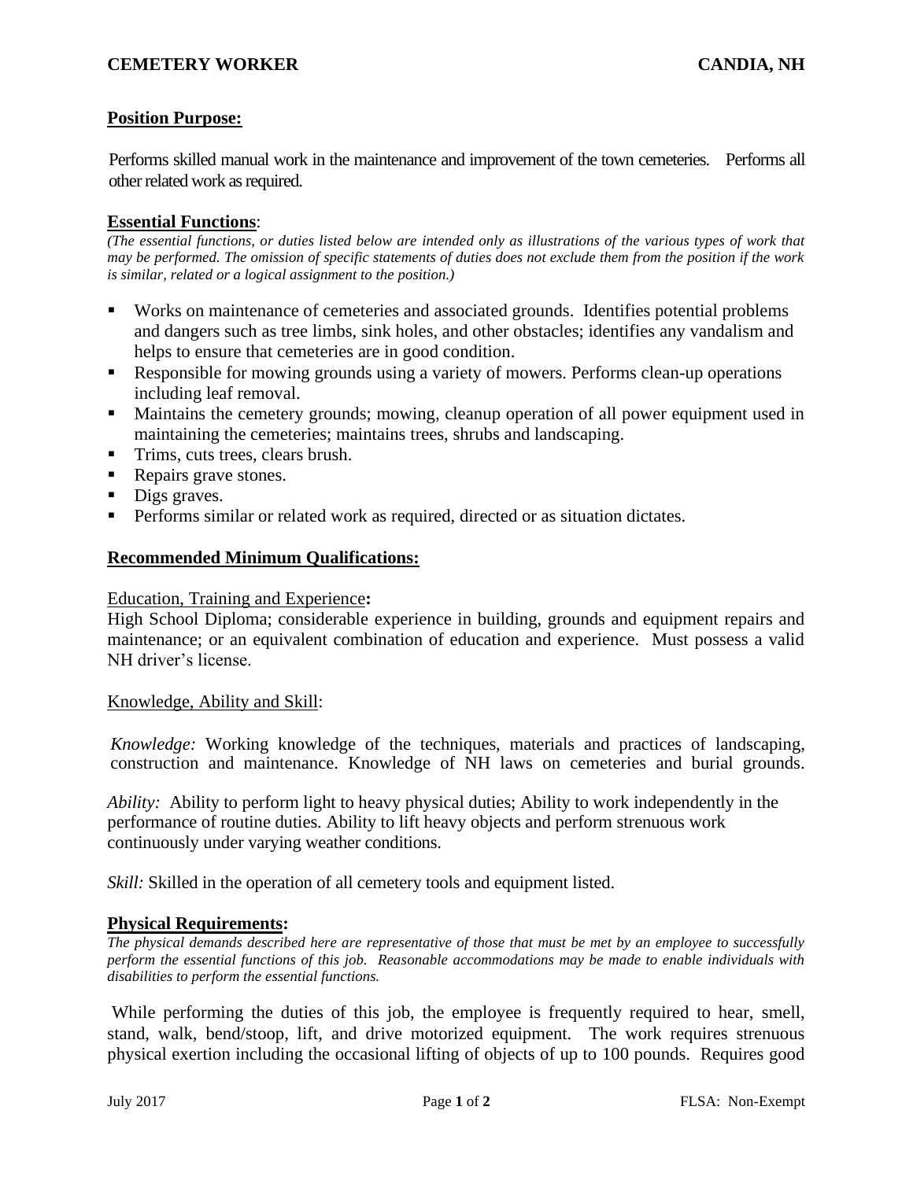**CEMETERY WORKER** **CANDIA, NH**

## Position Purpose:

Performs skilled manual work in the maintenance and improvement of the town cemeteries. Performs all other related work as required.

## Essential Functions:

*(The essential functions, or duties listed below are intended only as illustrations of the various types of work that may be performed. The omission of specific statements of duties does not exclude them from the position if the work is similar, related or a logical assignment to the position.)*

- Works on maintenance of cemeteries and associated grounds. Identifies potential problems and dangers such as tree limbs, sink holes, and other obstacles; identifies any vandalism and helps to ensure that cemeteries are in good condition.
- Responsible for mowing grounds using a variety of mowers. Performs clean-up operations including leaf removal.
- Maintains the cemetery grounds; mowing, cleanup operation of all power equipment used in maintaining the cemeteries; maintains trees, shrubs and landscaping.
- Trims, cuts trees, clears brush.
- Repairs grave stones.
- Digs graves.
- Performs similar or related work as required, directed or as situation dictates.

## Recommended Minimum Qualifications:

### Education, Training and Experience:

High School Diploma; considerable experience in building, grounds and equipment repairs and maintenance; or an equivalent combination of education and experience. Must possess a valid NH driver's license.

### Knowledge, Ability and Skill:

*Knowledge:* Working knowledge of the techniques, materials and practices of landscaping, construction and maintenance. Knowledge of NH laws on cemeteries and burial grounds.

*Ability:* Ability to perform light to heavy physical duties; Ability to work independently in the performance of routine duties. Ability to lift heavy objects and perform strenuous work continuously under varying weather conditions.

*Skill:* Skilled in the operation of all cemetery tools and equipment listed.

## Physical Requirements:

*The physical demands described here are representative of those that must be met by an employee to successfully perform the essential functions of this job. Reasonable accommodations may be made to enable individuals with disabilities to perform the essential functions.*

While performing the duties of this job, the employee is frequently required to hear, smell, stand, walk, bend/stoop, lift, and drive motorized equipment. The work requires strenuous physical exertion including the occasional lifting of objects of up to 100 pounds. Requires good

July 2017 FLSA: Non-Exempt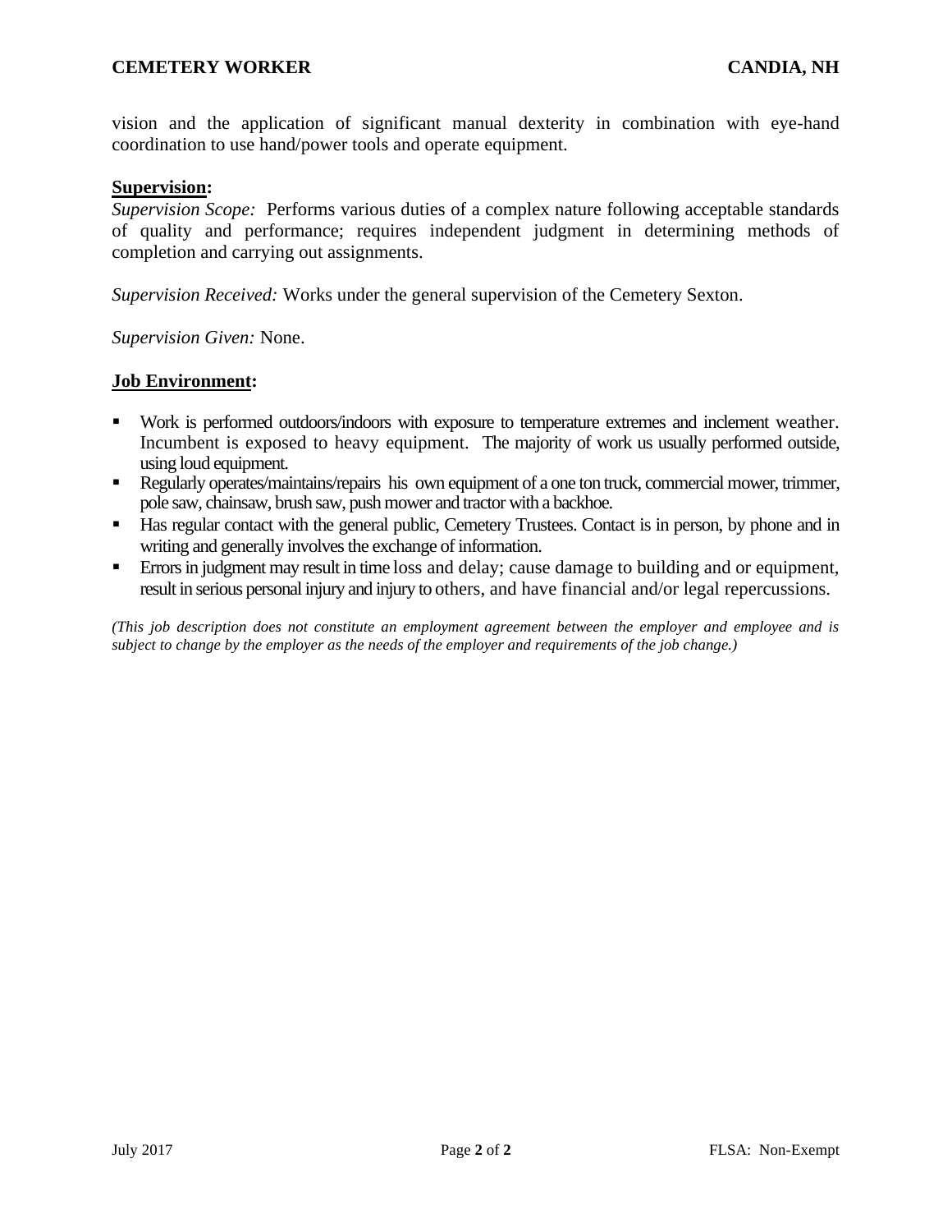vision and the application of significant manual dexterity in combination with eye-hand coordination to use hand/power tools and operate equipment.

**Supervision:**

*Supervision Scope:* Performs various duties of a complex nature following acceptable standards of quality and performance; requires independent judgment in determining methods of completion and carrying out assignments.

*Supervision Received:* Works under the general supervision of the Cemetery Sexton.

*Supervision Given:* None.

**Job Environment:**

- Work is performed outdoors/indoors with exposure to temperature extremes and inclement weather. Incumbent is exposed to heavy equipment. The majority of work us usually performed outside, using loud equipment.
- Regularly operates/maintains/repairs his own equipment of a one ton truck, commercial mower, trimmer, pole saw, chainsaw, brush saw, push mower and tractor with a backhoe.
- Has regular contact with the general public, Cemetery Trustees. Contact is in person, by phone and in writing and generally involves the exchange of information.
- Errors in judgment may result in time loss and delay; cause damage to building and or equipment, result in serious personal injury and injury to others, and have financial and/or legal repercussions.

*(This job description does not constitute an employment agreement between the employer and employee and is subject to change by the employer as the needs of the employer and requirements of the job change.)*